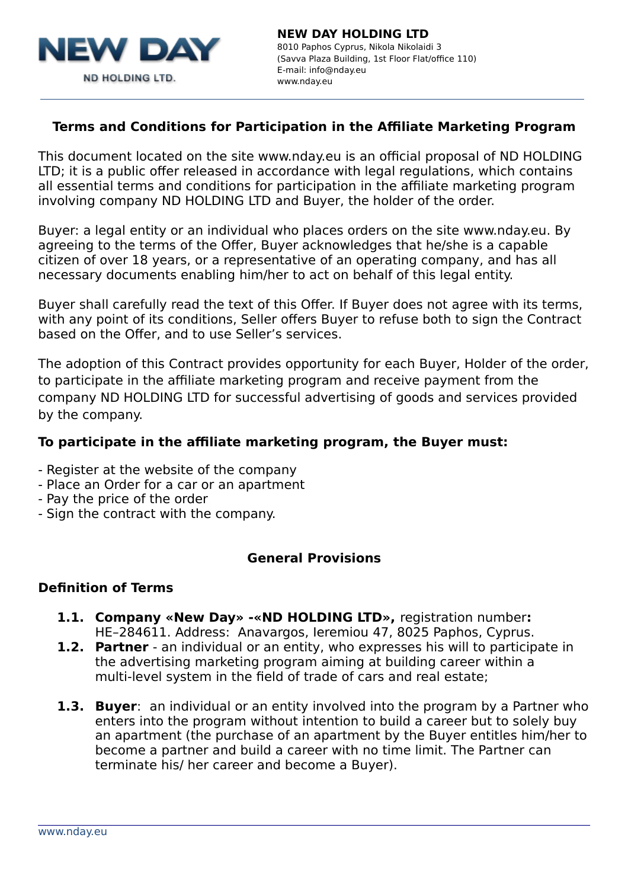**NEW DAY HOLDING LTD**
8010 Paphos Cyprus, Nikola Nikolaidi 3
(Savva Plaza Building, 1st Floor Flat/office 110)
E-mail: info@nday.eu
www.nday.eu

## Terms and Conditions for Participation in the Affiliate Marketing Program

This document located on the site www.nday.eu is an official proposal of ND HOLDING LTD; it is a public offer released in accordance with legal regulations, which contains all essential terms and conditions for participation in the affiliate marketing program involving company ND HOLDING LTD and Buyer, the holder of the order.

Buyer: a legal entity or an individual who places orders on the site www.nday.eu. By agreeing to the terms of the Offer, Buyer acknowledges that he/she is a capable citizen of over 18 years, or a representative of an operating company, and has all necessary documents enabling him/her to act on behalf of this legal entity.

Buyer shall carefully read the text of this Offer. If Buyer does not agree with its terms, with any point of its conditions, Seller offers Buyer to refuse both to sign the Contract based on the Offer, and to use Seller's services.

The adoption of this Contract provides opportunity for each Buyer, Holder of the order, to participate in the affiliate marketing program and receive payment from the company ND HOLDING LTD for successful advertising of goods and services provided by the company.

### To participate in the affiliate marketing program, the Buyer must:

- Register at the website of the company
- Place an Order for a car or an apartment
- Pay the price of the order
- Sign the contract with the company.

### General Provisions

### Definition of Terms

**1.1. Company «New Day» -«ND HOLDING LTD»,** registration number**:** HE–284611. Address: Anavargos, Ieremiou 47, 8025 Paphos, Cyprus.

**1.2. Partner** - an individual or an entity, who expresses his will to participate in the advertising marketing program aiming at building career within a multi-level system in the field of trade of cars and real estate;

**1.3. Buyer**: an individual or an entity involved into the program by a Partner who enters into the program without intention to build a career but to solely buy an apartment (the purchase of an apartment by the Buyer entitles him/her to become a partner and build a career with no time limit. The Partner can terminate his/ her career and become a Buyer).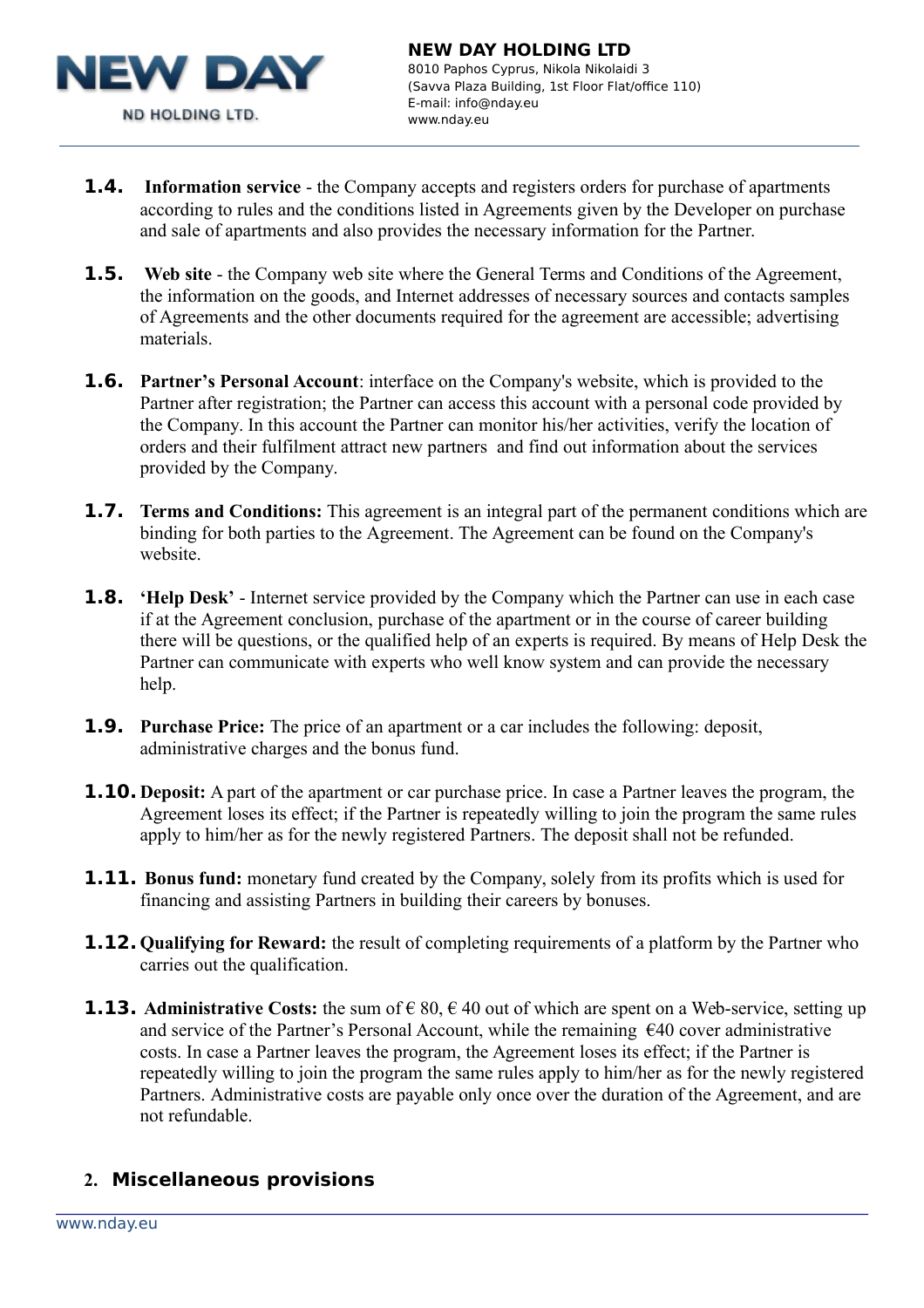**1.4.** **Information service** - the Company accepts and registers orders for purchase of apartments according to rules and the conditions listed in Agreements given by the Developer on purchase and sale of apartments and also provides the necessary information for the Partner.

**1.5.** **Web site** - the Company web site where the General Terms and Conditions of the Agreement, the information on the goods, and Internet addresses of necessary sources and contacts samples of Agreements and the other documents required for the agreement are accessible; advertising materials.

**1.6.** **Partner's Personal Account**: interface on the Company's website, which is provided to the Partner after registration; the Partner can access this account with a personal code provided by the Company. In this account the Partner can monitor his/her activities, verify the location of orders and their fulfilment attract new partners and find out information about the services provided by the Company.

**1.7.** **Terms and Conditions:** This agreement is an integral part of the permanent conditions which are binding for both parties to the Agreement. The Agreement can be found on the Company's website.

**1.8.** **'Help Desk'** - Internet service provided by the Company which the Partner can use in each case if at the Agreement conclusion, purchase of the apartment or in the course of career building there will be questions, or the qualified help of an experts is required. By means of Help Desk the Partner can communicate with experts who well know system and can provide the necessary help.

**1.9.** **Purchase Price:** The price of an apartment or a car includes the following: deposit, administrative charges and the bonus fund.

**1.10.** **Deposit:** A part of the apartment or car purchase price. In case a Partner leaves the program, the Agreement loses its effect; if the Partner is repeatedly willing to join the program the same rules apply to him/her as for the newly registered Partners. The deposit shall not be refunded.

**1.11.** **Bonus fund:** monetary fund created by the Company, solely from its profits which is used for financing and assisting Partners in building their careers by bonuses.

**1.12.** **Qualifying for Reward:** the result of completing requirements of a platform by the Partner who carries out the qualification.

**1.13.** **Administrative Costs:** the sum of € 80, € 40 out of which are spent on a Web-service, setting up and service of the Partner's Personal Account, while the remaining €40 cover administrative costs. In case a Partner leaves the program, the Agreement loses its effect; if the Partner is repeatedly willing to join the program the same rules apply to him/her as for the newly registered Partners. Administrative costs are payable only once over the duration of the Agreement, and are not refundable.

## 2. Miscellaneous provisions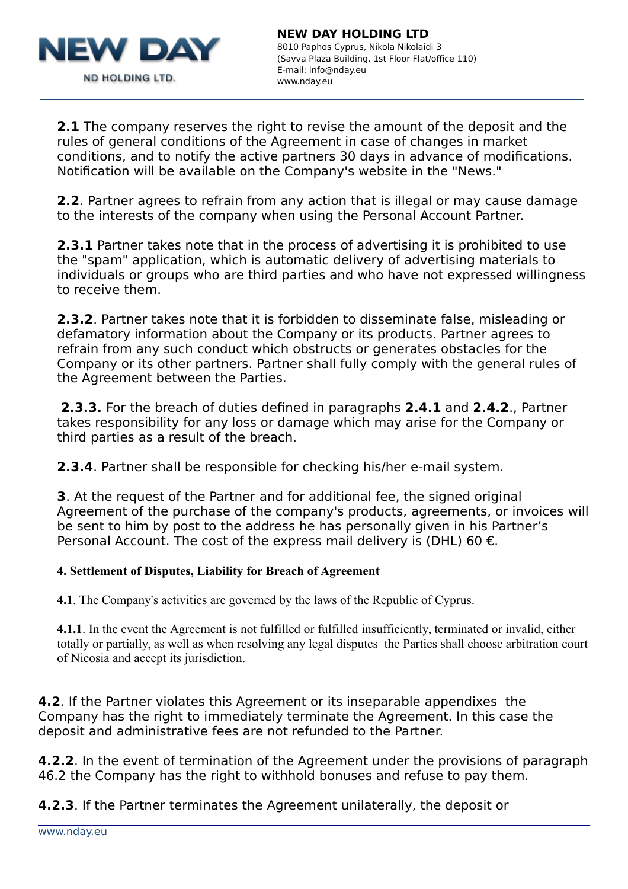**2.1** The company reserves the right to revise the amount of the deposit and the rules of general conditions of the Agreement in case of changes in market conditions, and to notify the active partners 30 days in advance of modifications. Notification will be available on the Company's website in the "News."

**2.2**. Partner agrees to refrain from any action that is illegal or may cause damage to the interests of the company when using the Personal Account Partner.

**2.3.1** Partner takes note that in the process of advertising it is prohibited to use the "spam" application, which is automatic delivery of advertising materials to individuals or groups who are third parties and who have not expressed willingness to receive them.

**2.3.2**. Partner takes note that it is forbidden to disseminate false, misleading or defamatory information about the Company or its products. Partner agrees to refrain from any such conduct which obstructs or generates obstacles for the Company or its other partners. Partner shall fully comply with the general rules of the Agreement between the Parties.

**2.3.3.** For the breach of duties defined in paragraphs **2.4.1** and **2.4.2**., Partner takes responsibility for any loss or damage which may arise for the Company or third parties as a result of the breach.

**2.3.4**. Partner shall be responsible for checking his/her e-mail system.

**3**. At the request of the Partner and for additional fee, the signed original Agreement of the purchase of the company's products, agreements, or invoices will be sent to him by post to the address he has personally given in his Partner's Personal Account. The cost of the express mail delivery is (DHL) 60 €.

**4. Settlement of Disputes, Liability for Breach of Agreement**

**4.1**. The Company's activities are governed by the laws of the Republic of Cyprus.

**4.1.1**. In the event the Agreement is not fulfilled or fulfilled insufficiently, terminated or invalid, either totally or partially, as well as when resolving any legal disputes the Parties shall choose arbitration court of Nicosia and accept its jurisdiction.

**4.2**. If the Partner violates this Agreement or its inseparable appendixes the Company has the right to immediately terminate the Agreement. In this case the deposit and administrative fees are not refunded to the Partner.

**4.2.2**. In the event of termination of the Agreement under the provisions of paragraph 46.2 the Company has the right to withhold bonuses and refuse to pay them.

**4.2.3**. If the Partner terminates the Agreement unilaterally, the deposit or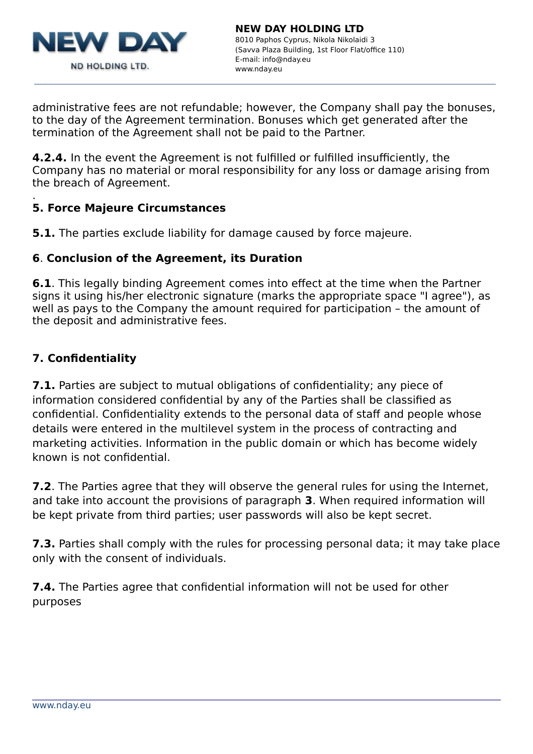administrative fees are not refundable; however, the Company shall pay the bonuses, to the day of the Agreement termination. Bonuses which get generated after the termination of the Agreement shall not be paid to the Partner.

**4.2.4.** In the event the Agreement is not fulfilled or fulfilled insufficiently, the Company has no material or moral responsibility for any loss or damage arising from the breach of Agreement.

.

**5. Force Majeure Circumstances**

**5.1.** The parties exclude liability for damage caused by force majeure.

**6**. **Conclusion of the Agreement, its Duration**

**6.1**. This legally binding Agreement comes into effect at the time when the Partner signs it using his/her electronic signature (marks the appropriate space "I agree"), as well as pays to the Company the amount required for participation – the amount of the deposit and administrative fees.

**7. Confidentiality**

**7.1.** Parties are subject to mutual obligations of confidentiality; any piece of information considered confidential by any of the Parties shall be classified as confidential. Confidentiality extends to the personal data of staff and people whose details were entered in the multilevel system in the process of contracting and marketing activities. Information in the public domain or which has become widely known is not confidential.

**7.2**. The Parties agree that they will observe the general rules for using the Internet, and take into account the provisions of paragraph **3**. When required information will be kept private from third parties; user passwords will also be kept secret.

**7.3.** Parties shall comply with the rules for processing personal data; it may take place only with the consent of individuals.

**7.4.** The Parties agree that confidential information will not be used for other purposes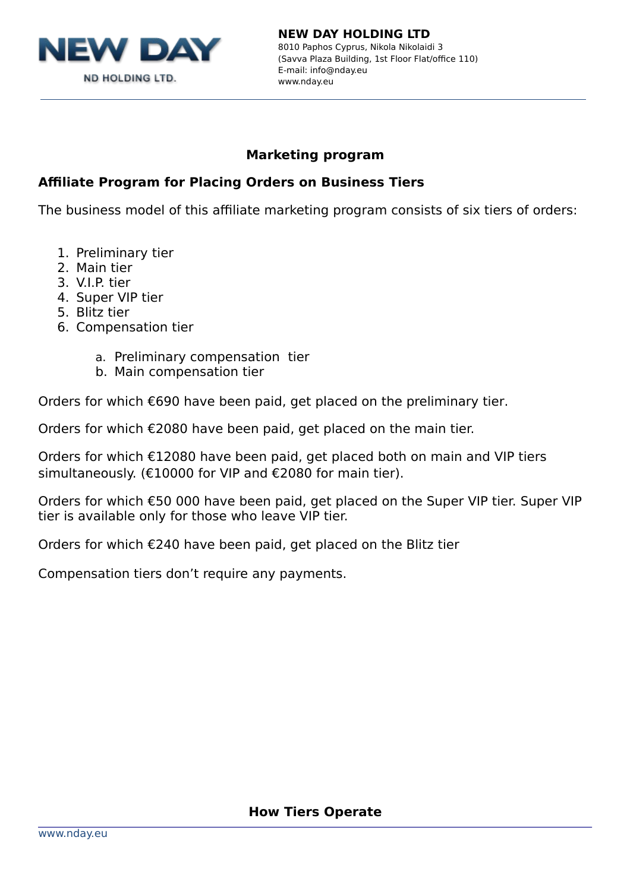## Marketing program

### Affiliate Program for Placing Orders on Business Tiers

The business model of this affiliate marketing program consists of six tiers of orders:

1. Preliminary tier
2. Main tier
3. V.I.P. tier
4. Super VIP tier
5. Blitz tier
6. Compensation tier
    a. Preliminary compensation tier
    b. Main compensation tier

Orders for which €690 have been paid, get placed on the preliminary tier.

Orders for which €2080 have been paid, get placed on the main tier.

Orders for which €12080 have been paid, get placed both on main and VIP tiers simultaneously. (€10000 for VIP and €2080 for main tier).

Orders for which €50 000 have been paid, get placed on the Super VIP tier. Super VIP tier is available only for those who leave VIP tier.

Orders for which €240 have been paid, get placed on the Blitz tier

Compensation tiers don't require any payments.

### How Tiers Operate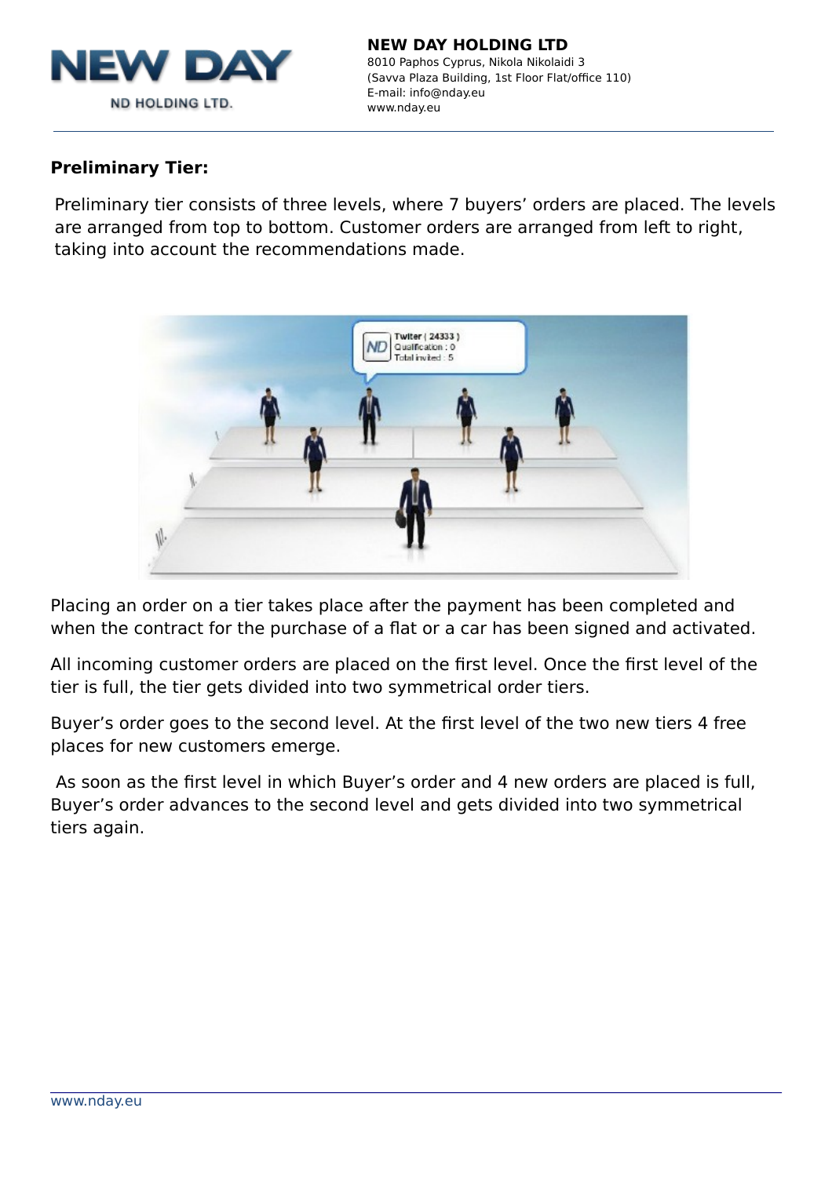**Preliminary Tier:**

Preliminary tier consists of three levels, where 7 buyers' orders are placed. The levels are arranged from top to bottom. Customer orders are arranged from left to right, taking into account the recommendations made.

Placing an order on a tier takes place after the payment has been completed and when the contract for the purchase of a flat or a car has been signed and activated.

All incoming customer orders are placed on the first level. Once the first level of the tier is full, the tier gets divided into two symmetrical order tiers.

Buyer's order goes to the second level. At the first level of the two new tiers 4 free places for new customers emerge.

As soon as the first level in which Buyer's order and 4 new orders are placed is full, Buyer's order advances to the second level and gets divided into two symmetrical tiers again.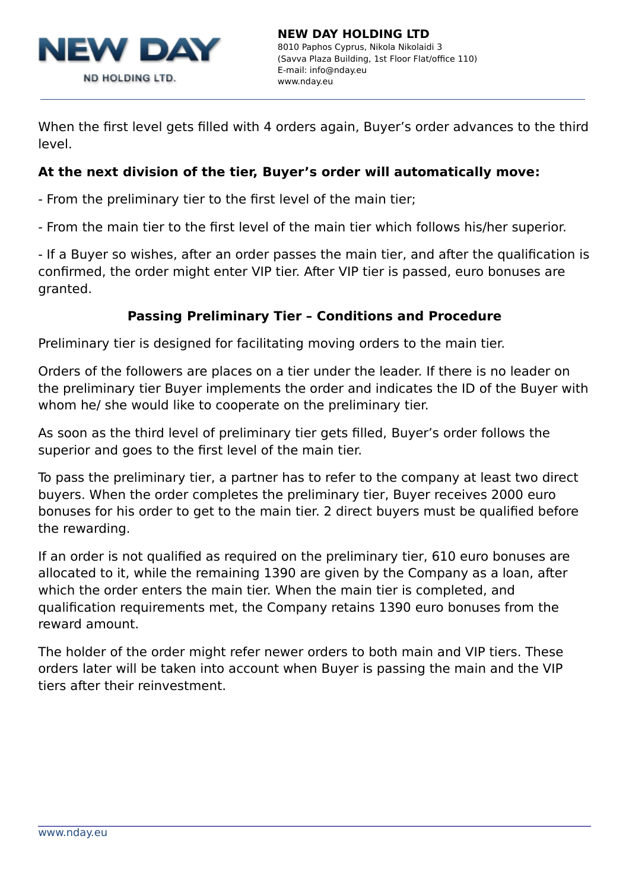When the first level gets filled with 4 orders again, Buyer's order advances to the third level.

**At the next division of the tier, Buyer's order will automatically move:**

- From the preliminary tier to the first level of the main tier;

- From the main tier to the first level of the main tier which follows his/her superior.

- If a Buyer so wishes, after an order passes the main tier, and after the qualification is confirmed, the order might enter VIP tier. After VIP tier is passed, euro bonuses are granted.

### Passing Preliminary Tier – Conditions and Procedure

Preliminary tier is designed for facilitating moving orders to the main tier.

Orders of the followers are places on a tier under the leader. If there is no leader on the preliminary tier Buyer implements the order and indicates the ID of the Buyer with whom he/ she would like to cooperate on the preliminary tier.

As soon as the third level of preliminary tier gets filled, Buyer's order follows the superior and goes to the first level of the main tier.

To pass the preliminary tier, a partner has to refer to the company at least two direct buyers. When the order completes the preliminary tier, Buyer receives 2000 euro bonuses for his order to get to the main tier. 2 direct buyers must be qualified before the rewarding.

If an order is not qualified as required on the preliminary tier, 610 euro bonuses are allocated to it, while the remaining 1390 are given by the Company as a loan, after which the order enters the main tier. When the main tier is completed, and qualification requirements met, the Company retains 1390 euro bonuses from the reward amount.

The holder of the order might refer newer orders to both main and VIP tiers. These orders later will be taken into account when Buyer is passing the main and the VIP tiers after their reinvestment.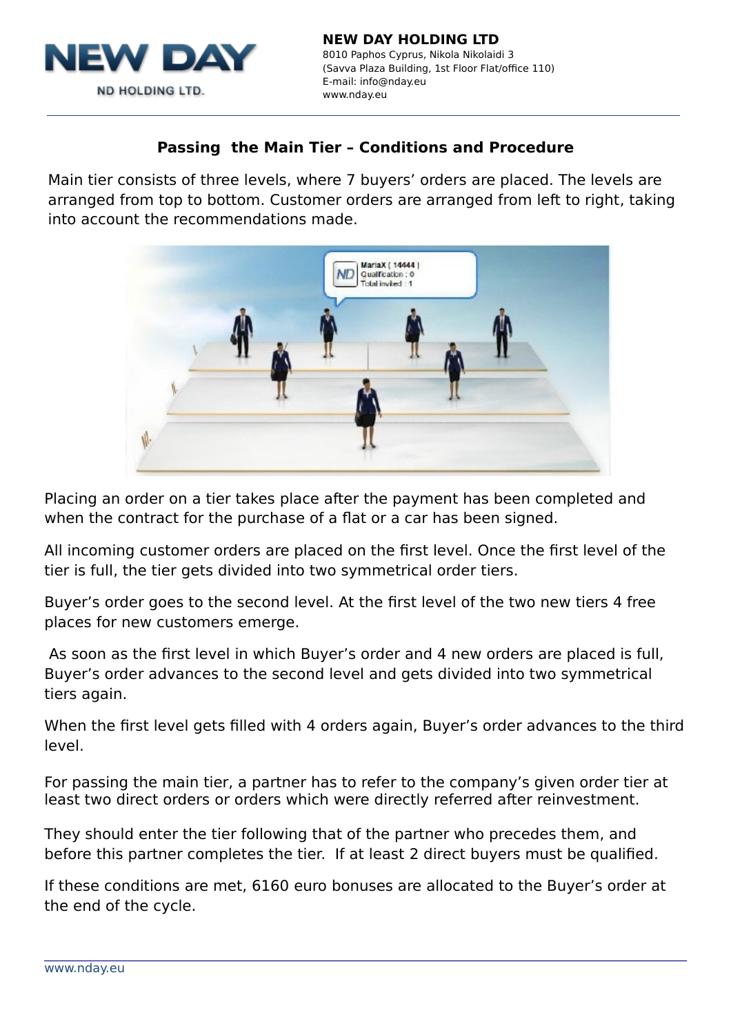NEW DAY

ND HOLDING LTD.

**NEW DAY HOLDING LTD**
8010 Paphos Cyprus, Nikola Nikolaidi 3
(Savva Plaza Building, 1st Floor Flat/office 110)
E-mail: info@nday.eu
www.nday.eu

## Passing the Main Tier – Conditions and Procedure

Main tier consists of three levels, where 7 buyers' orders are placed. The levels are arranged from top to bottom. Customer orders are arranged from left to right, taking into account the recommendations made.

Placing an order on a tier takes place after the payment has been completed and when the contract for the purchase of a flat or a car has been signed.

All incoming customer orders are placed on the first level. Once the first level of the tier is full, the tier gets divided into two symmetrical order tiers.

Buyer's order goes to the second level. At the first level of the two new tiers 4 free places for new customers emerge.

As soon as the first level in which Buyer's order and 4 new orders are placed is full, Buyer's order advances to the second level and gets divided into two symmetrical tiers again.

When the first level gets filled with 4 orders again, Buyer's order advances to the third level.

For passing the main tier, a partner has to refer to the company's given order tier at least two direct orders or orders which were directly referred after reinvestment.

They should enter the tier following that of the partner who precedes them, and before this partner completes the tier. If at least 2 direct buyers must be qualified.

If these conditions are met, 6160 euro bonuses are allocated to the Buyer's order at the end of the cycle.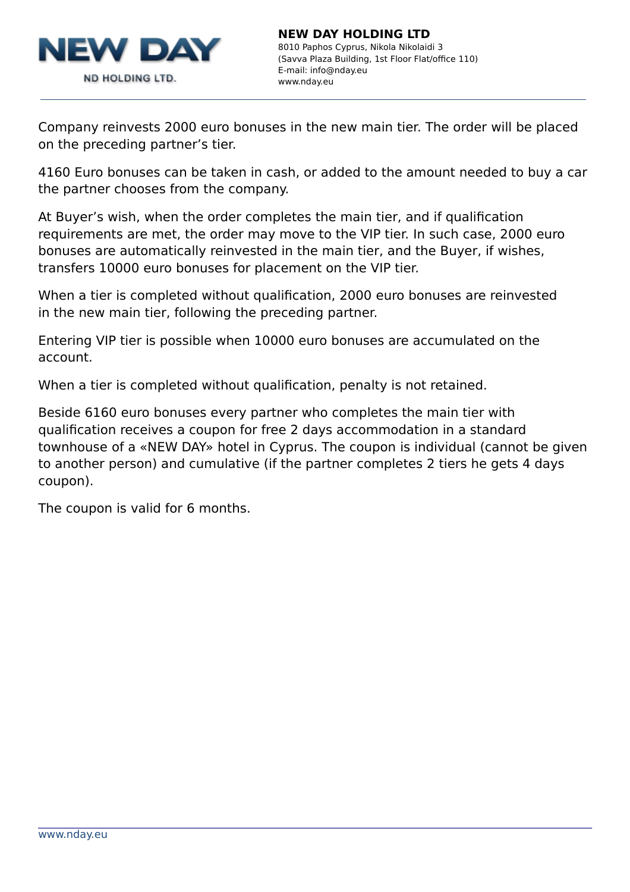Company reinvests 2000 euro bonuses in the new main tier. The order will be placed on the preceding partner's tier.

4160 Euro bonuses can be taken in cash, or added to the amount needed to buy a car the partner chooses from the company.

At Buyer's wish, when the order completes the main tier, and if qualification requirements are met, the order may move to the VIP tier. In such case, 2000 euro bonuses are automatically reinvested in the main tier, and the Buyer, if wishes, transfers 10000 euro bonuses for placement on the VIP tier.

When a tier is completed without qualification, 2000 euro bonuses are reinvested in the new main tier, following the preceding partner.

Entering VIP tier is possible when 10000 euro bonuses are accumulated on the account.

When a tier is completed without qualification, penalty is not retained.

Beside 6160 euro bonuses every partner who completes the main tier with qualification receives a coupon for free 2 days accommodation in a standard townhouse of a «NEW DAY» hotel in Cyprus. The coupon is individual (cannot be given to another person) and cumulative (if the partner completes 2 tiers he gets 4 days coupon).

The coupon is valid for 6 months.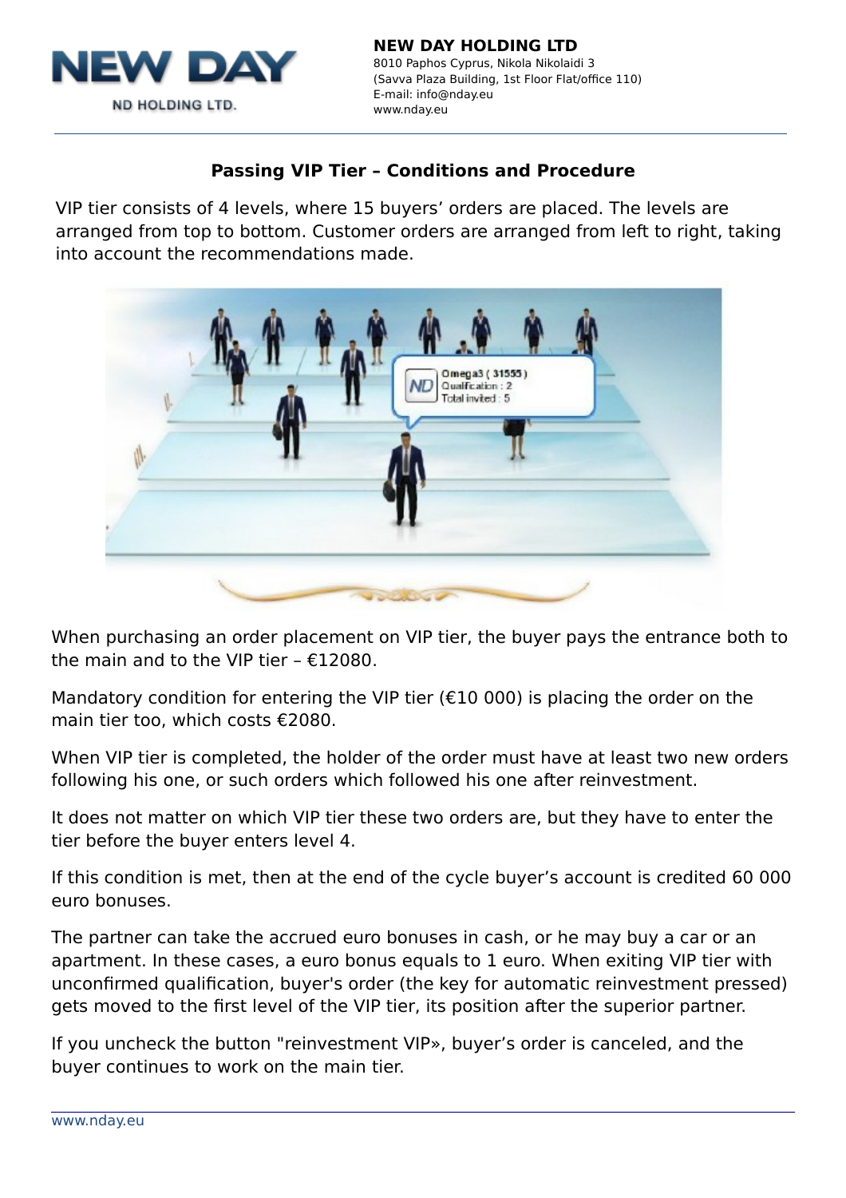## Passing VIP Tier – Conditions and Procedure

VIP tier consists of 4 levels, where 15 buyers' orders are placed. The levels are arranged from top to bottom. Customer orders are arranged from left to right, taking into account the recommendations made.

When purchasing an order placement on VIP tier, the buyer pays the entrance both to the main and to the VIP tier – €12080.

Mandatory condition for entering the VIP tier (€10 000) is placing the order on the main tier too, which costs €2080.

When VIP tier is completed, the holder of the order must have at least two new orders following his one, or such orders which followed his one after reinvestment.

It does not matter on which VIP tier these two orders are, but they have to enter the tier before the buyer enters level 4.

If this condition is met, then at the end of the cycle buyer's account is credited 60 000 euro bonuses.

The partner can take the accrued euro bonuses in cash, or he may buy a car or an apartment. In these cases, a euro bonus equals to 1 euro. When exiting VIP tier with unconfirmed qualification, buyer's order (the key for automatic reinvestment pressed) gets moved to the first level of the VIP tier, its position after the superior partner.

If you uncheck the button "reinvestment VIP», buyer's order is canceled, and the buyer continues to work on the main tier.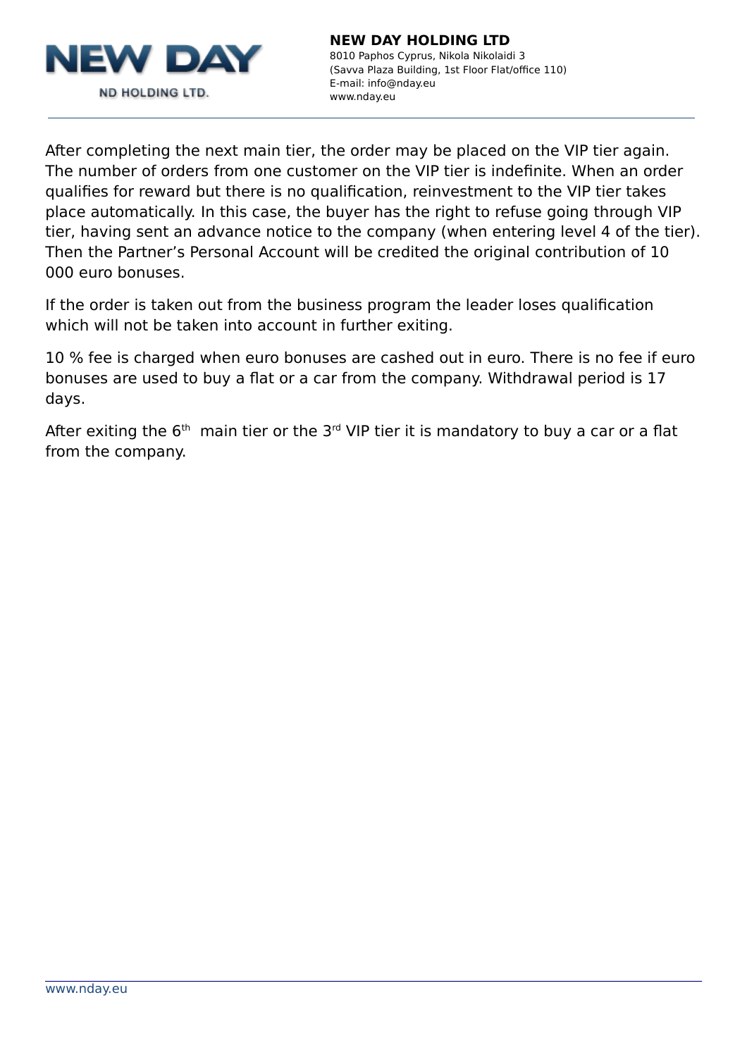After completing the next main tier, the order may be placed on the VIP tier again. The number of orders from one customer on the VIP tier is indefinite. When an order qualifies for reward but there is no qualification, reinvestment to the VIP tier takes place automatically. In this case, the buyer has the right to refuse going through VIP tier, having sent an advance notice to the company (when entering level 4 of the tier). Then the Partner's Personal Account will be credited the original contribution of 10 000 euro bonuses.

If the order is taken out from the business program the leader loses qualification which will not be taken into account in further exiting.

10 % fee is charged when euro bonuses are cashed out in euro. There is no fee if euro bonuses are used to buy a flat or a car from the company. Withdrawal period is 17 days.

After exiting the 6th main tier or the 3rd VIP tier it is mandatory to buy a car or a flat from the company.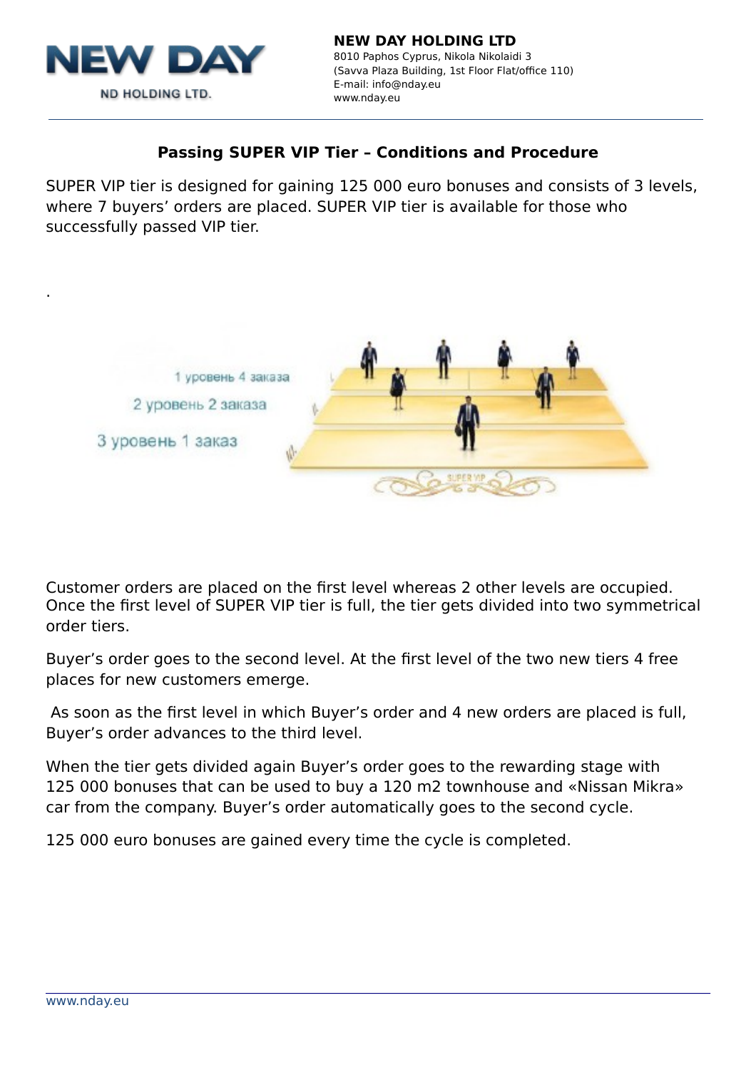## Passing SUPER VIP Tier – Conditions and Procedure

SUPER VIP tier is designed for gaining 125 000 euro bonuses and consists of 3 levels, where 7 buyers' orders are placed. SUPER VIP tier is available for those who successfully passed VIP tier.

.

1 уровень 4 заказа

2 уровень 2 заказа

3 уровень 1 заказ

Customer orders are placed on the first level whereas 2 other levels are occupied. Once the first level of SUPER VIP tier is full, the tier gets divided into two symmetrical order tiers.

Buyer's order goes to the second level. At the first level of the two new tiers 4 free places for new customers emerge.

As soon as the first level in which Buyer's order and 4 new orders are placed is full, Buyer's order advances to the third level.

When the tier gets divided again Buyer's order goes to the rewarding stage with 125 000 bonuses that can be used to buy a 120 m2 townhouse and «Nissan Mikra» car from the company. Buyer's order automatically goes to the second cycle.

125 000 euro bonuses are gained every time the cycle is completed.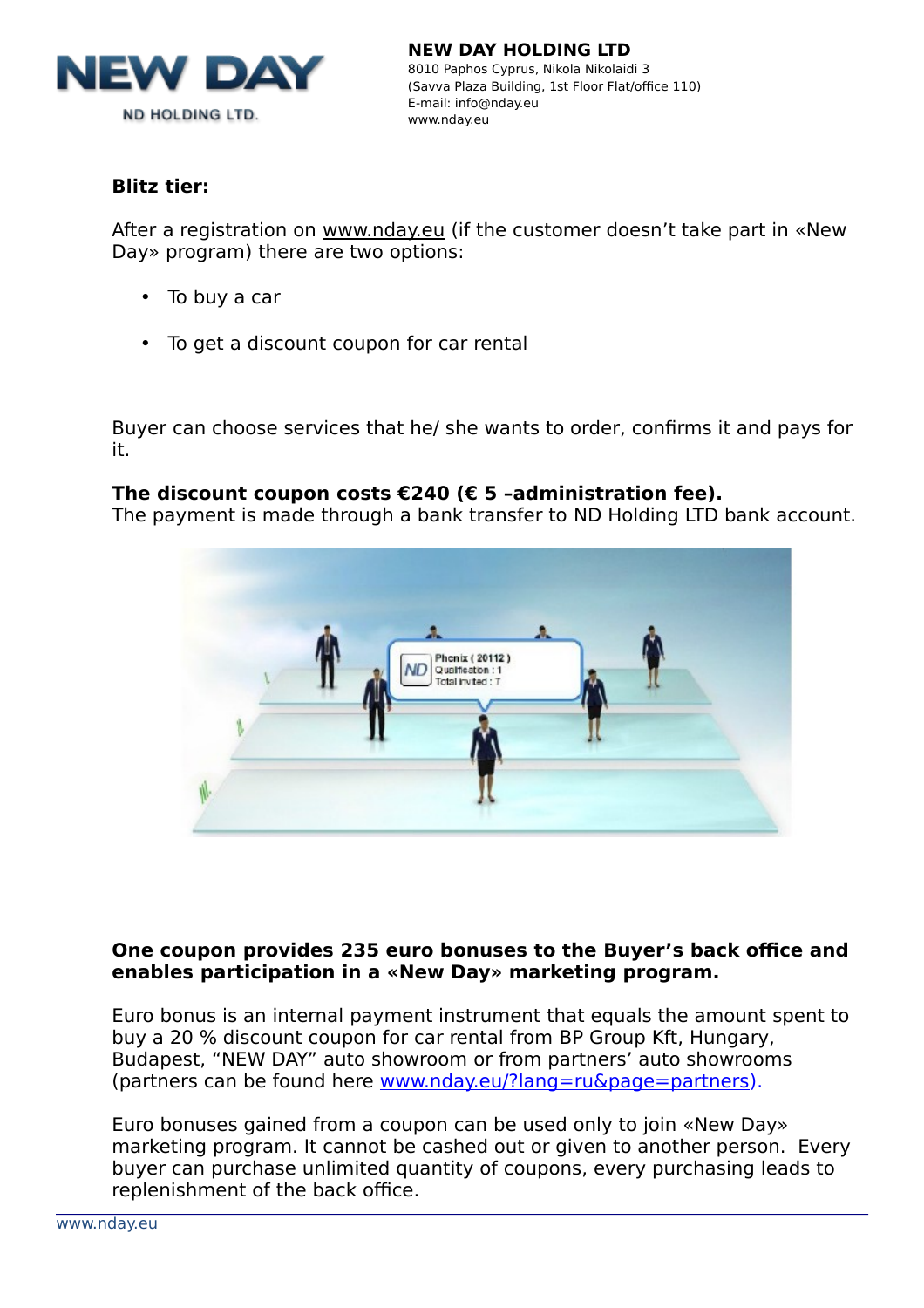**Blitz tier:**

After a registration on www.nday.eu (if the customer doesn't take part in «New Day» program) there are two options:

- To buy a car
- To get a discount coupon for car rental

Buyer can choose services that he/ she wants to order, confirms it and pays for it.

**The discount coupon costs €240 (€ 5 –administration fee).**
The payment is made through a bank transfer to ND Holding LTD bank account.

**One coupon provides 235 euro bonuses to the Buyer's back office and enables participation in a «New Day» marketing program.**

Euro bonus is an internal payment instrument that equals the amount spent to buy a 20 % discount coupon for car rental from BP Group Kft, Hungary, Budapest, "NEW DAY" auto showroom or from partners' auto showrooms (partners can be found here www.nday.eu/?lang=ru&page=partners).

Euro bonuses gained from a coupon can be used only to join «New Day» marketing program. It cannot be cashed out or given to another person. Every buyer can purchase unlimited quantity of coupons, every purchasing leads to replenishment of the back office.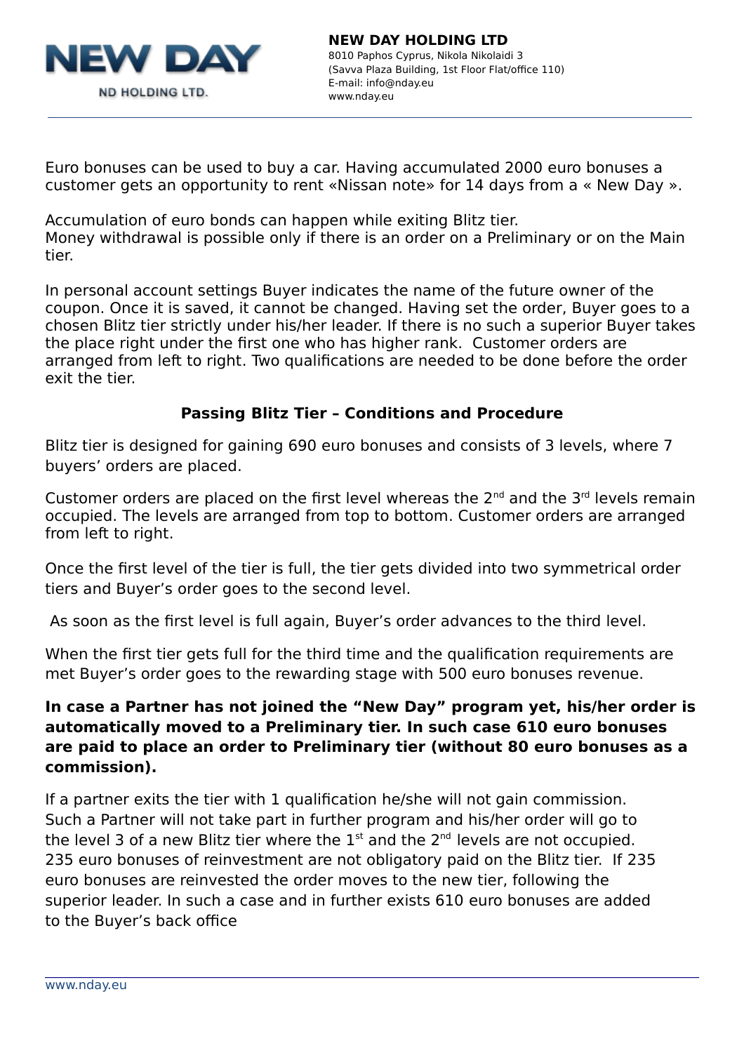Euro bonuses can be used to buy a car. Having accumulated 2000 euro bonuses a customer gets an opportunity to rent «Nissan note» for 14 days from a « New Day ».

Accumulation of euro bonds can happen while exiting Blitz tier.
Money withdrawal is possible only if there is an order on a Preliminary or on the Main tier.

In personal account settings Buyer indicates the name of the future owner of the coupon. Once it is saved, it cannot be changed. Having set the order, Buyer goes to a chosen Blitz tier strictly under his/her leader. If there is no such a superior Buyer takes the place right under the first one who has higher rank. Customer orders are arranged from left to right. Two qualifications are needed to be done before the order exit the tier.

### Passing Blitz Tier – Conditions and Procedure

Blitz tier is designed for gaining 690 euro bonuses and consists of 3 levels, where 7 buyers' orders are placed.

Customer orders are placed on the first level whereas the 2nd and the 3rd levels remain occupied. The levels are arranged from top to bottom. Customer orders are arranged from left to right.

Once the first level of the tier is full, the tier gets divided into two symmetrical order tiers and Buyer's order goes to the second level.

As soon as the first level is full again, Buyer's order advances to the third level.

When the first tier gets full for the third time and the qualification requirements are met Buyer's order goes to the rewarding stage with 500 euro bonuses revenue.

**In case a Partner has not joined the "New Day" program yet, his/her order is automatically moved to a Preliminary tier. In such case 610 euro bonuses are paid to place an order to Preliminary tier (without 80 euro bonuses as a commission).**

If a partner exits the tier with 1 qualification he/she will not gain commission. Such a Partner will not take part in further program and his/her order will go to the level 3 of a new Blitz tier where the 1st and the 2nd levels are not occupied. 235 euro bonuses of reinvestment are not obligatory paid on the Blitz tier. If 235 euro bonuses are reinvested the order moves to the new tier, following the superior leader. In such a case and in further exists 610 euro bonuses are added to the Buyer's back office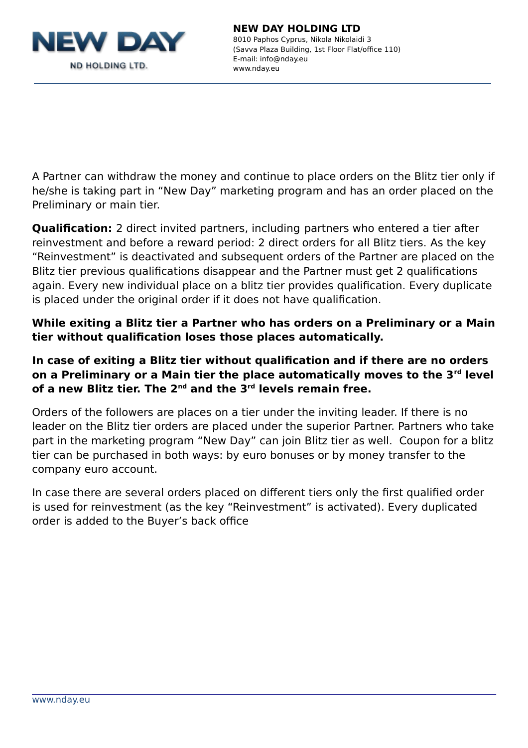A Partner can withdraw the money and continue to place orders on the Blitz tier only if he/she is taking part in "New Day" marketing program and has an order placed on the Preliminary or main tier.

**Qualification:** 2 direct invited partners, including partners who entered a tier after reinvestment and before a reward period: 2 direct orders for all Blitz tiers. As the key "Reinvestment" is deactivated and subsequent orders of the Partner are placed on the Blitz tier previous qualifications disappear and the Partner must get 2 qualifications again. Every new individual place on a blitz tier provides qualification. Every duplicate is placed under the original order if it does not have qualification.

**While exiting a Blitz tier a Partner who has orders on a Preliminary or a Main tier without qualification loses those places automatically.**

**In case of exiting a Blitz tier without qualification and if there are no orders on a Preliminary or a Main tier the place automatically moves to the 3rd level of a new Blitz tier. The 2nd and the 3rd levels remain free.**

Orders of the followers are places on a tier under the inviting leader. If there is no leader on the Blitz tier orders are placed under the superior Partner. Partners who take part in the marketing program "New Day" can join Blitz tier as well. Coupon for a blitz tier can be purchased in both ways: by euro bonuses or by money transfer to the company euro account.

In case there are several orders placed on different tiers only the first qualified order is used for reinvestment (as the key "Reinvestment" is activated). Every duplicated order is added to the Buyer's back office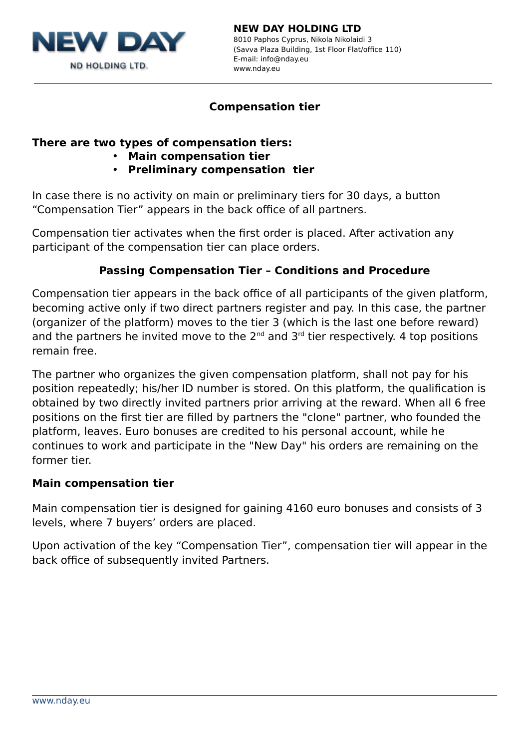## Compensation tier

**There are two types of compensation tiers:**

- **Main compensation tier**
- **Preliminary compensation tier**

In case there is no activity on main or preliminary tiers for 30 days, a button "Compensation Tier" appears in the back office of all partners.

Compensation tier activates when the first order is placed. After activation any participant of the compensation tier can place orders.

### Passing Compensation Tier – Conditions and Procedure

Compensation tier appears in the back office of all participants of the given platform, becoming active only if two direct partners register and pay. In this case, the partner (organizer of the platform) moves to the tier 3 (which is the last one before reward) and the partners he invited move to the 2nd and 3rd tier respectively. 4 top positions remain free.

The partner who organizes the given compensation platform, shall not pay for his position repeatedly; his/her ID number is stored. On this platform, the qualification is obtained by two directly invited partners prior arriving at the reward. When all 6 free positions on the first tier are filled by partners the "clone" partner, who founded the platform, leaves. Euro bonuses are credited to his personal account, while he continues to work and participate in the "New Day" his orders are remaining on the former tier.

### Main compensation tier

Main compensation tier is designed for gaining 4160 euro bonuses and consists of 3 levels, where 7 buyers' orders are placed.

Upon activation of the key "Compensation Tier", compensation tier will appear in the back office of subsequently invited Partners.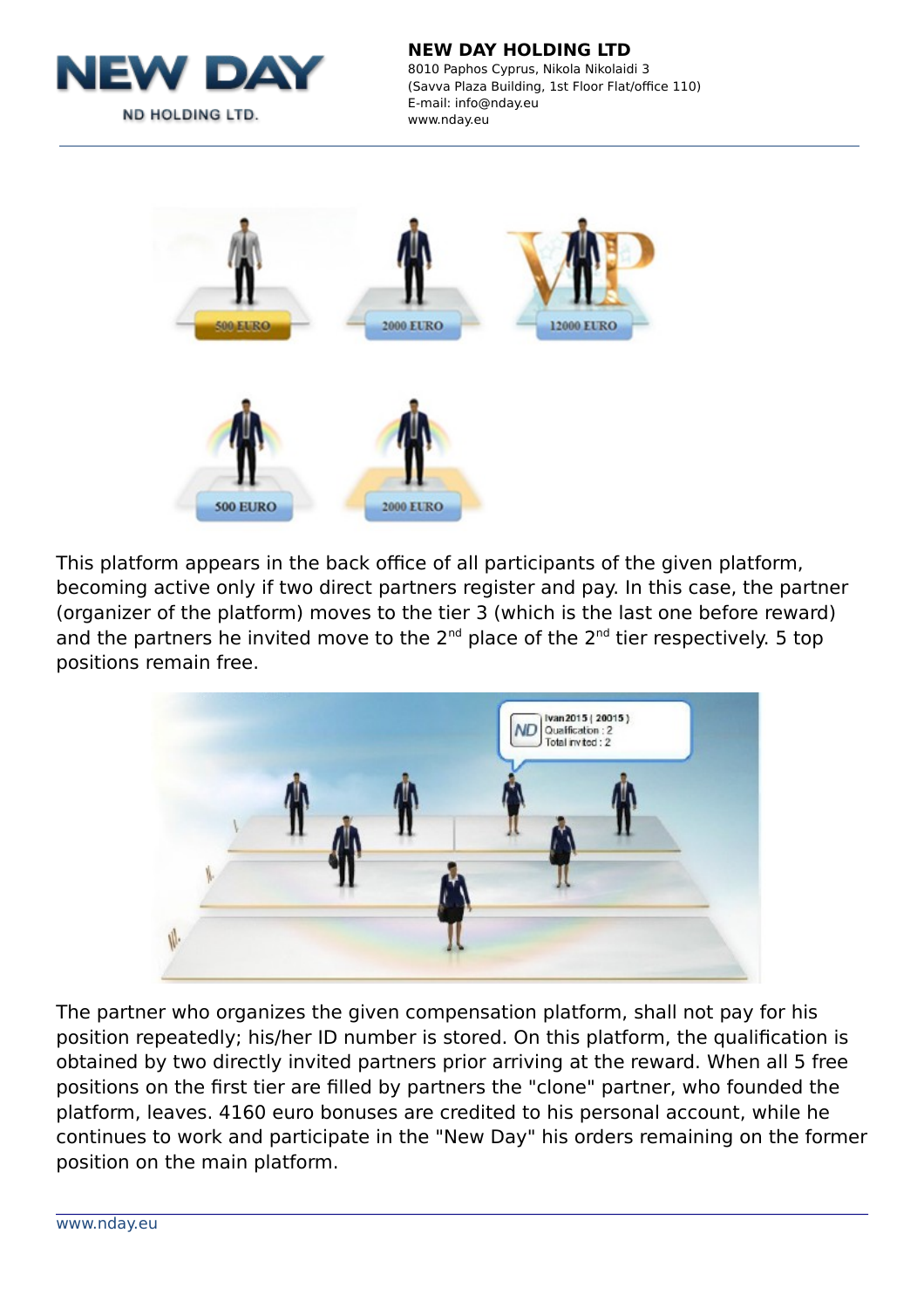This platform appears in the back office of all participants of the given platform, becoming active only if two direct partners register and pay. In this case, the partner (organizer of the platform) moves to the tier 3 (which is the last one before reward) and the partners he invited move to the 2nd place of the 2nd tier respectively. 5 top positions remain free.

The partner who organizes the given compensation platform, shall not pay for his position repeatedly; his/her ID number is stored. On this platform, the qualification is obtained by two directly invited partners prior arriving at the reward. When all 5 free positions on the first tier are filled by partners the "clone" partner, who founded the platform, leaves. 4160 euro bonuses are credited to his personal account, while he continues to work and participate in the "New Day" his orders remaining on the former position on the main platform.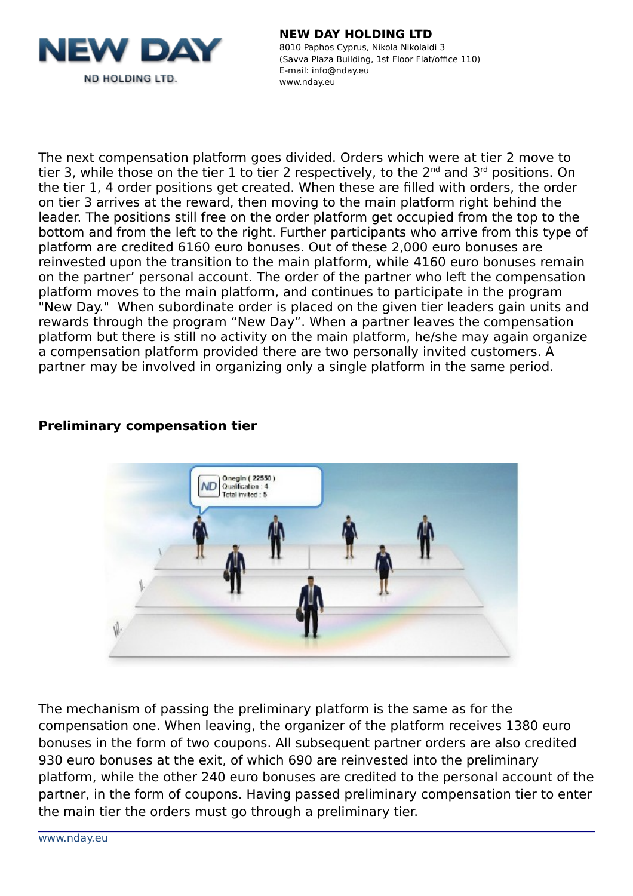The next compensation platform goes divided. Orders which were at tier 2 move to tier 3, while those on the tier 1 to tier 2 respectively, to the 2nd and 3rd positions. On the tier 1, 4 order positions get created. When these are filled with orders, the order on tier 3 arrives at the reward, then moving to the main platform right behind the leader. The positions still free on the order platform get occupied from the top to the bottom and from the left to the right. Further participants who arrive from this type of platform are credited 6160 euro bonuses. Out of these 2,000 euro bonuses are reinvested upon the transition to the main platform, while 4160 euro bonuses remain on the partner' personal account. The order of the partner who left the compensation platform moves to the main platform, and continues to participate in the program "New Day." When subordinate order is placed on the given tier leaders gain units and rewards through the program "New Day". When a partner leaves the compensation platform but there is still no activity on the main platform, he/she may again organize a compensation platform provided there are two personally invited customers. A partner may be involved in organizing only a single platform in the same period.

**Preliminary compensation tier**

The mechanism of passing the preliminary platform is the same as for the compensation one. When leaving, the organizer of the platform receives 1380 euro bonuses in the form of two coupons. All subsequent partner orders are also credited 930 euro bonuses at the exit, of which 690 are reinvested into the preliminary platform, while the other 240 euro bonuses are credited to the personal account of the partner, in the form of coupons. Having passed preliminary compensation tier to enter the main tier the orders must go through a preliminary tier.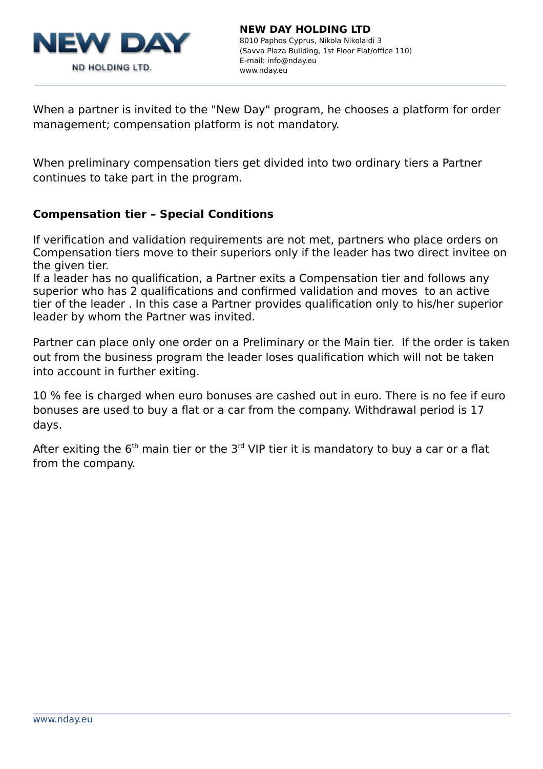When a partner is invited to the "New Day" program, he chooses a platform for order management; compensation platform is not mandatory.

When preliminary compensation tiers get divided into two ordinary tiers a Partner continues to take part in the program.

**Compensation tier – Special Conditions**

If verification and validation requirements are not met, partners who place orders on Compensation tiers move to their superiors only if the leader has two direct invitee on the given tier.
If a leader has no qualification, a Partner exits a Compensation tier and follows any superior who has 2 qualifications and confirmed validation and moves to an active tier of the leader . In this case a Partner provides qualification only to his/her superior leader by whom the Partner was invited.

Partner can place only one order on a Preliminary or the Main tier. If the order is taken out from the business program the leader loses qualification which will not be taken into account in further exiting.

10 % fee is charged when euro bonuses are cashed out in euro. There is no fee if euro bonuses are used to buy a flat or a car from the company. Withdrawal period is 17 days.

After exiting the 6th main tier or the 3rd VIP tier it is mandatory to buy a car or a flat from the company.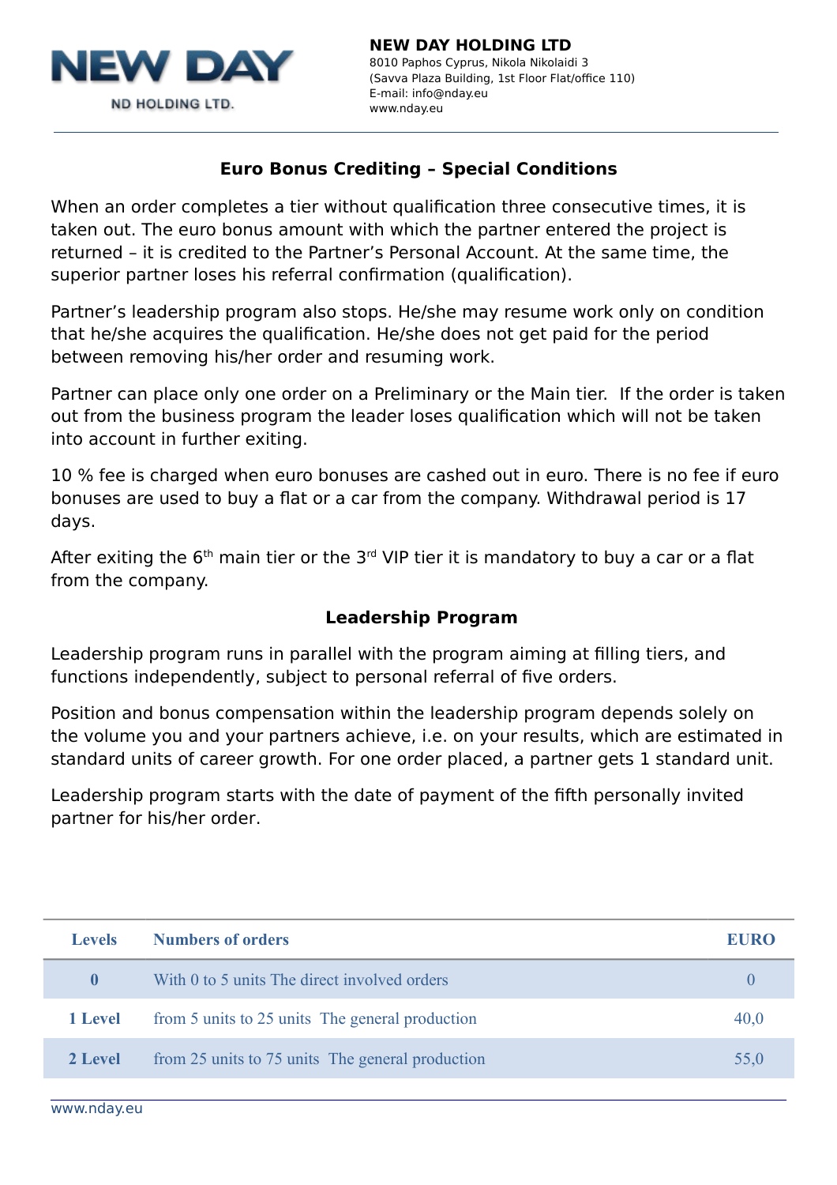**NEW DAY HOLDING LTD**
8010 Paphos Cyprus, Nikola Nikolaidi 3
(Savva Plaza Building, 1st Floor Flat/office 110)
E-mail: info@nday.eu
www.nday.eu

## Euro Bonus Crediting – Special Conditions

When an order completes a tier without qualification three consecutive times, it is taken out. The euro bonus amount with which the partner entered the project is returned – it is credited to the Partner's Personal Account. At the same time, the superior partner loses his referral confirmation (qualification).

Partner's leadership program also stops. He/she may resume work only on condition that he/she acquires the qualification. He/she does not get paid for the period between removing his/her order and resuming work.

Partner can place only one order on a Preliminary or the Main tier. If the order is taken out from the business program the leader loses qualification which will not be taken into account in further exiting.

10 % fee is charged when euro bonuses are cashed out in euro. There is no fee if euro bonuses are used to buy a flat or a car from the company. Withdrawal period is 17 days.

After exiting the 6th main tier or the 3rd VIP tier it is mandatory to buy a car or a flat from the company.

## Leadership Program

Leadership program runs in parallel with the program aiming at filling tiers, and functions independently, subject to personal referral of five orders.

Position and bonus compensation within the leadership program depends solely on the volume you and your partners achieve, i.e. on your results, which are estimated in standard units of career growth. For one order placed, a partner gets 1 standard unit.

Leadership program starts with the date of payment of the fifth personally invited partner for his/her order.

| Levels | Numbers of orders | EURO |
|---|---|---|
| 0 | With 0 to 5 units The direct involved orders | 0 |
| 1 Level | from 5 units to 25 units The general production | 40,0 |
| 2 Level | from 25 units to 75 units The general production | 55,0 |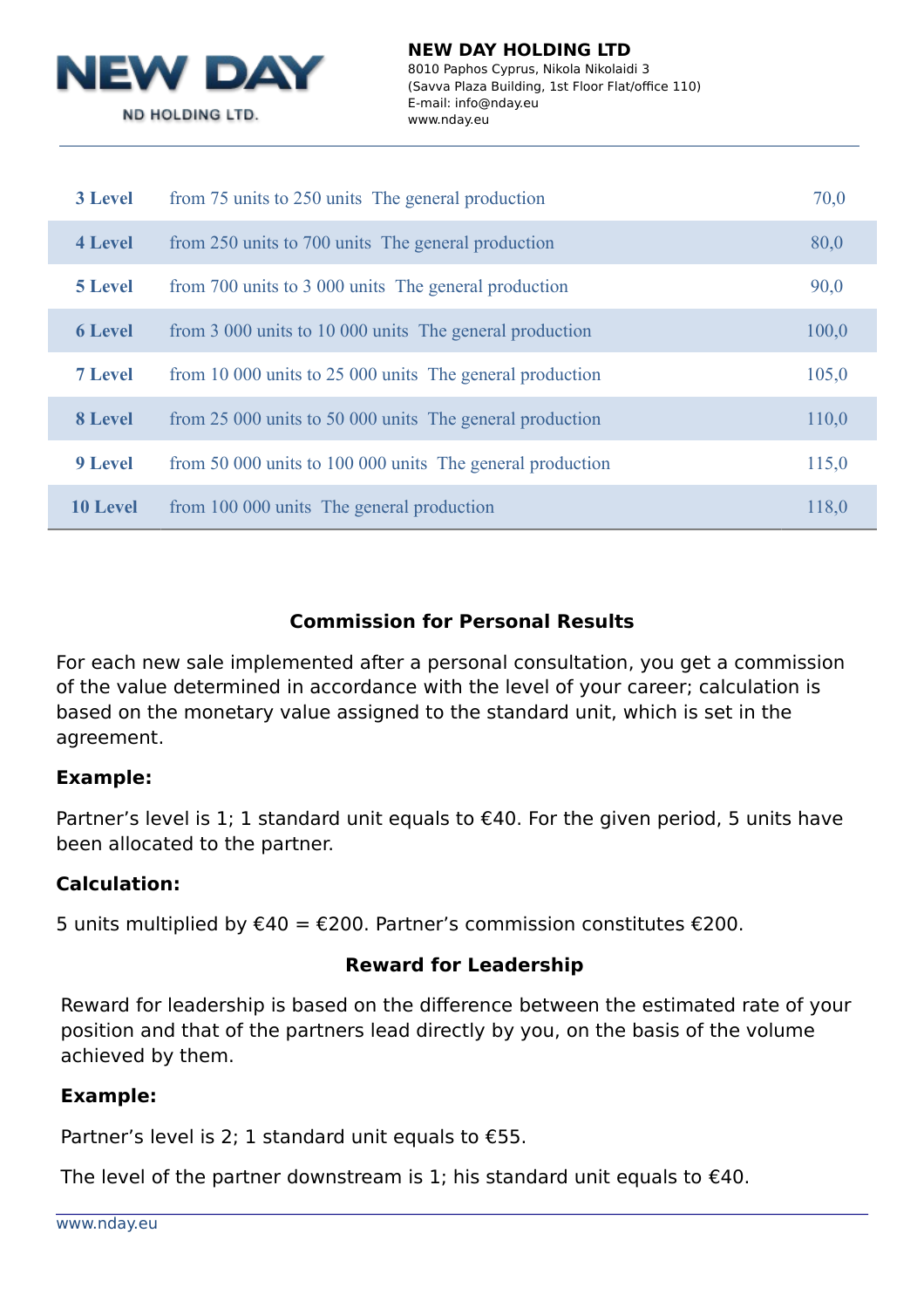| | | |
|---|---|---|
| 3 Level | from 75 units to 250 units  The general production | 70,0 |
| 4 Level | from 250 units to 700 units  The general production | 80,0 |
| 5 Level | from 700 units to 3 000 units  The general production | 90,0 |
| 6 Level | from 3 000 units to 10 000 units  The general production | 100,0 |
| 7 Level | from 10 000 units to 25 000 units  The general production | 105,0 |
| 8 Level | from 25 000 units to 50 000 units  The general production | 110,0 |
| 9 Level | from 50 000 units to 100 000 units  The general production | 115,0 |
| 10 Level | from 100 000 units  The general production | 118,0 |

## Commission for Personal Results

For each new sale implemented after a personal consultation, you get a commission of the value determined in accordance with the level of your career; calculation is based on the monetary value assigned to the standard unit, which is set in the agreement.

**Example:**

Partner's level is 1; 1 standard unit equals to €40. For the given period, 5 units have been allocated to the partner.

**Calculation:**

5 units multiplied by €40 = €200. Partner's commission constitutes €200.

## Reward for Leadership

Reward for leadership is based on the difference between the estimated rate of your position and that of the partners lead directly by you, on the basis of the volume achieved by them.

**Example:**

Partner's level is 2; 1 standard unit equals to €55.

The level of the partner downstream is 1; his standard unit equals to €40.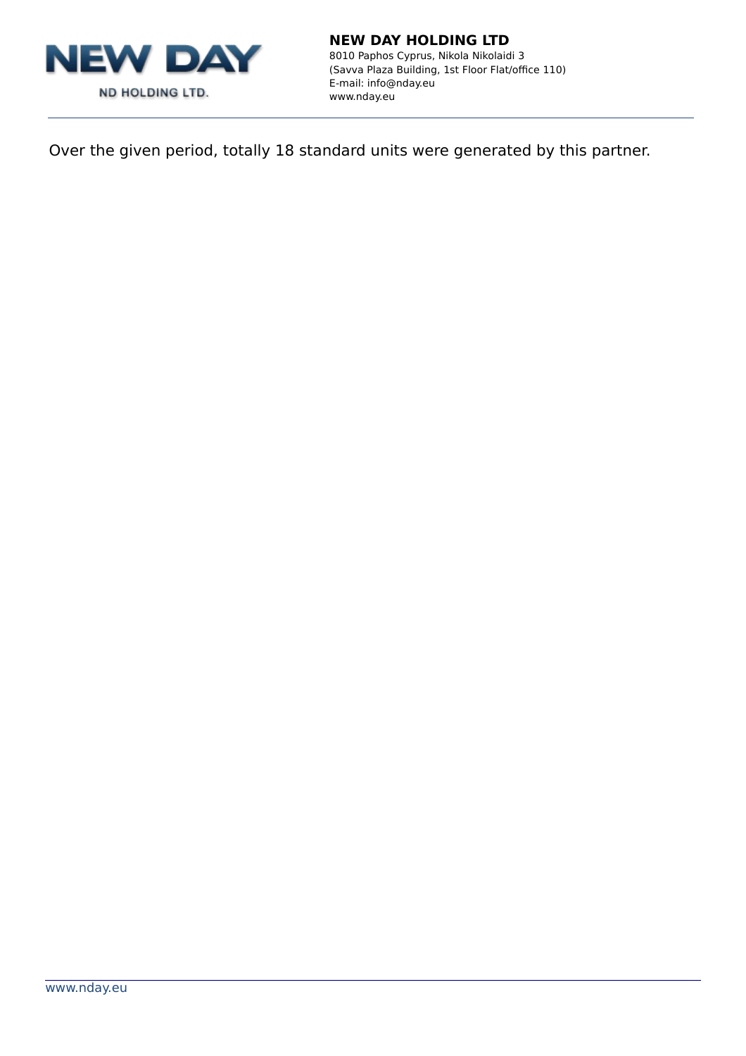Over the given period, totally 18 standard units were generated by this partner.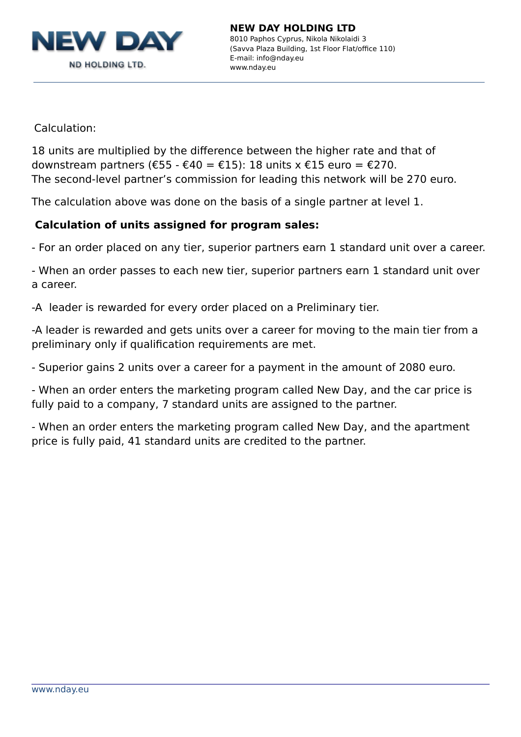Calculation:

18 units are multiplied by the difference between the higher rate and that of downstream partners (€55 - €40 = €15): 18 units x €15 euro = €270.
The second-level partner's commission for leading this network will be 270 euro.

The calculation above was done on the basis of a single partner at level 1.

**Calculation of units assigned for program sales:**

- For an order placed on any tier, superior partners earn 1 standard unit over a career.

- When an order passes to each new tier, superior partners earn 1 standard unit over a career.

-A leader is rewarded for every order placed on a Preliminary tier.

-A leader is rewarded and gets units over a career for moving to the main tier from a preliminary only if qualification requirements are met.

- Superior gains 2 units over a career for a payment in the amount of 2080 euro.

- When an order enters the marketing program called New Day, and the car price is fully paid to a company, 7 standard units are assigned to the partner.

- When an order enters the marketing program called New Day, and the apartment price is fully paid, 41 standard units are credited to the partner.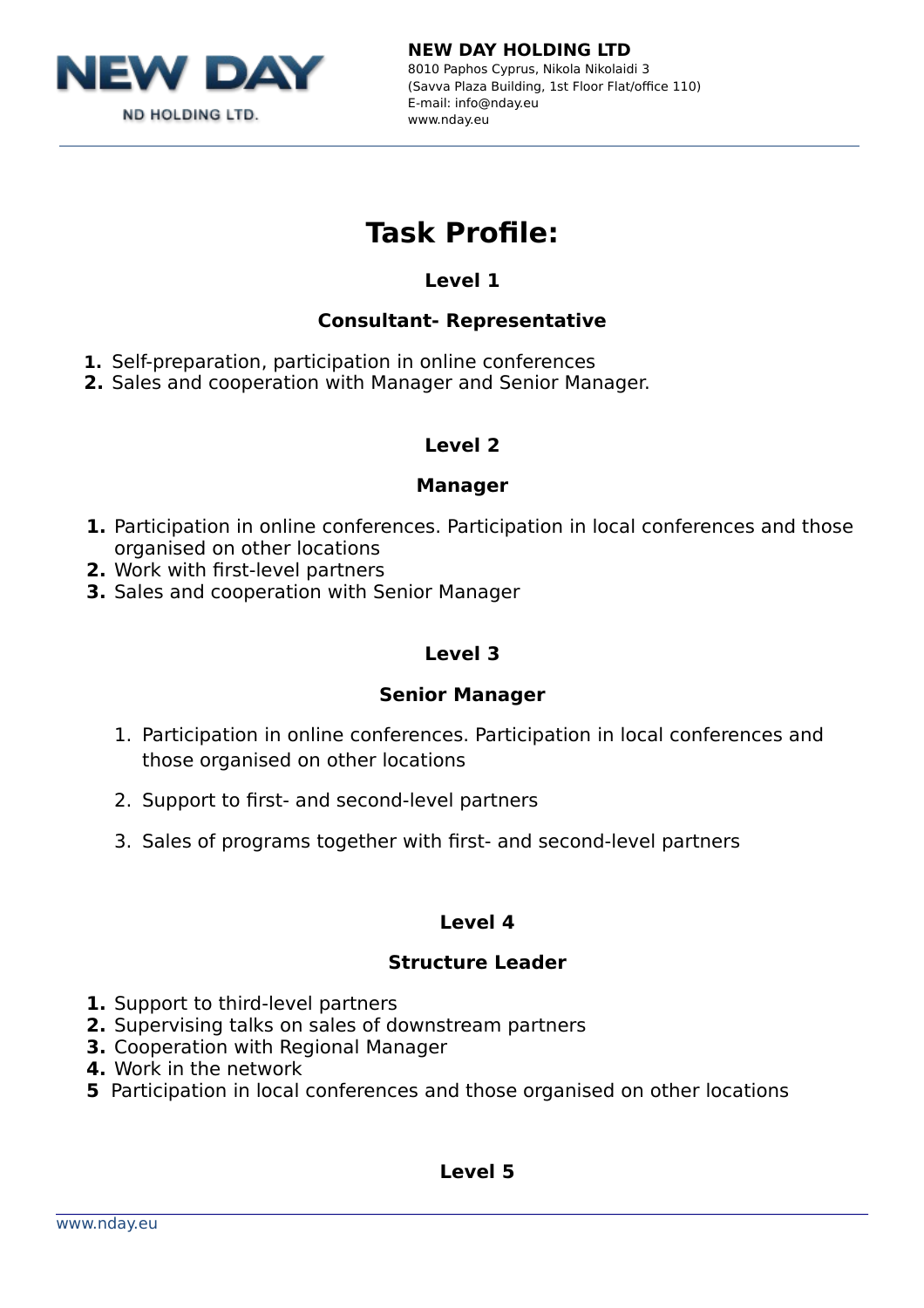# Task Profile:

## Level 1

### Consultant- Representative

1. Self-preparation, participation in online conferences
2. Sales and cooperation with Manager and Senior Manager.

## Level 2

### Manager

1. Participation in online conferences. Participation in local conferences and those organised on other locations
2. Work with first-level partners
3. Sales and cooperation with Senior Manager

## Level 3

### Senior Manager

1. Participation in online conferences. Participation in local conferences and those organised on other locations
2. Support to first- and second-level partners
3. Sales of programs together with first- and second-level partners

## Level 4

### Structure Leader

1. Support to third-level partners
2. Supervising talks on sales of downstream partners
3. Cooperation with Regional Manager
4. Work in the network
5. Participation in local conferences and those organised on other locations

## Level 5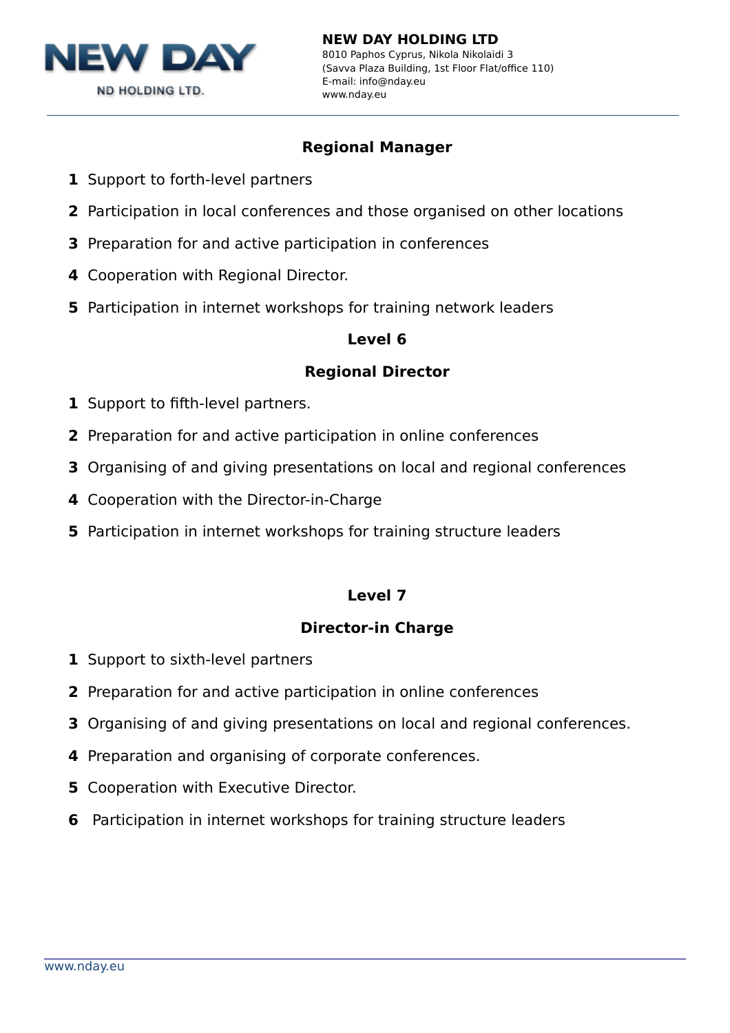## Regional Manager

1. Support to forth-level partners
2. Participation in local conferences and those organised on other locations
3. Preparation for and active participation in conferences
4. Cooperation with Regional Director.
5. Participation in internet workshops for training network leaders

## Level 6

## Regional Director

1. Support to fifth-level partners.
2. Preparation for and active participation in online conferences
3. Organising of and giving presentations on local and regional conferences
4. Cooperation with the Director-in-Charge
5. Participation in internet workshops for training structure leaders

## Level 7

## Director-in Charge

1. Support to sixth-level partners
2. Preparation for and active participation in online conferences
3. Organising of and giving presentations on local and regional conferences.
4. Preparation and organising of corporate conferences.
5. Cooperation with Executive Director.
6. Participation in internet workshops for training structure leaders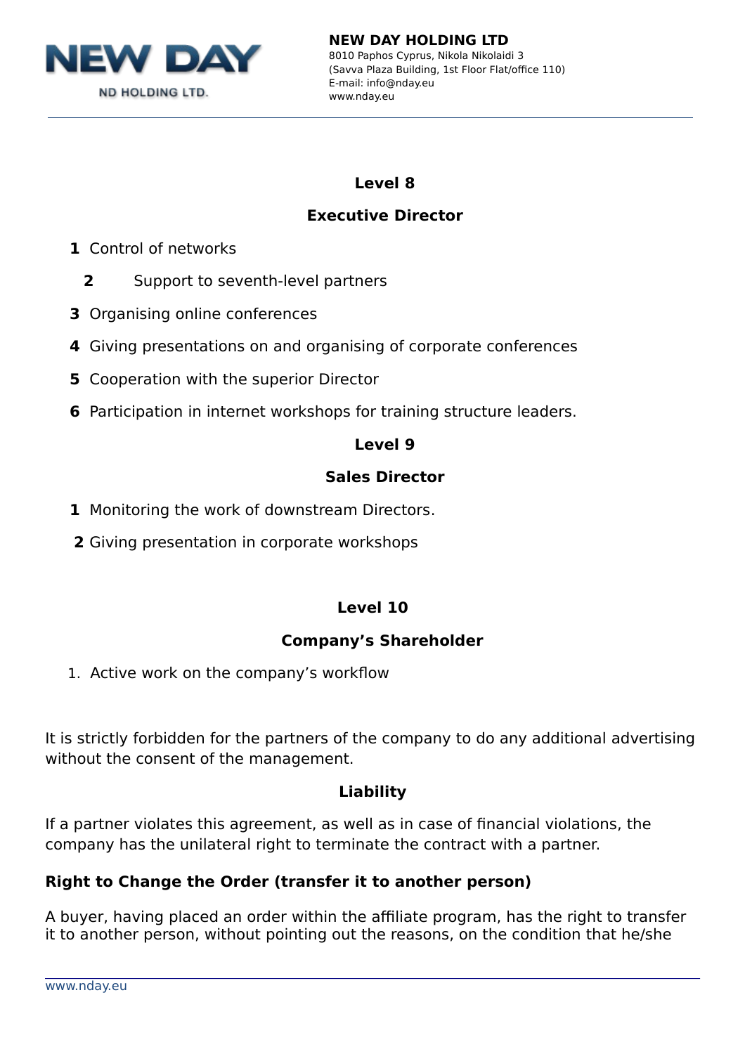**Level 8**

**Executive Director**

1. Control of networks
2. Support to seventh-level partners
3. Organising online conferences
4. Giving presentations on and organising of corporate conferences
5. Cooperation with the superior Director
6. Participation in internet workshops for training structure leaders.

**Level 9**

**Sales Director**

1. Monitoring the work of downstream Directors.
2. Giving presentation in corporate workshops

**Level 10**

**Company's Shareholder**

1. Active work on the company's workflow

It is strictly forbidden for the partners of the company to do any additional advertising without the consent of the management.

**Liability**

If a partner violates this agreement, as well as in case of financial violations, the company has the unilateral right to terminate the contract with a partner.

**Right to Change the Order (transfer it to another person)**

A buyer, having placed an order within the affiliate program, has the right to transfer it to another person, without pointing out the reasons, on the condition that he/she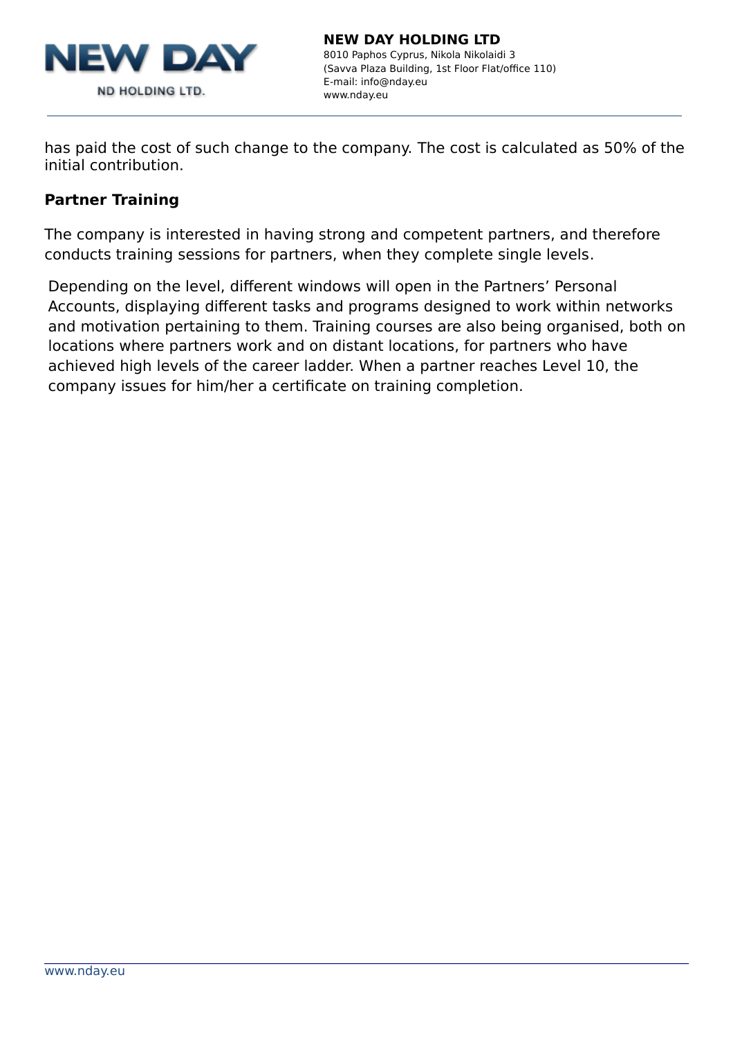has paid the cost of such change to the company. The cost is calculated as 50% of the initial contribution.

**Partner Training**

The company is interested in having strong and competent partners, and therefore conducts training sessions for partners, when they complete single levels.

Depending on the level, different windows will open in the Partners' Personal Accounts, displaying different tasks and programs designed to work within networks and motivation pertaining to them. Training courses are also being organised, both on locations where partners work and on distant locations, for partners who have achieved high levels of the career ladder. When a partner reaches Level 10, the company issues for him/her a certificate on training completion.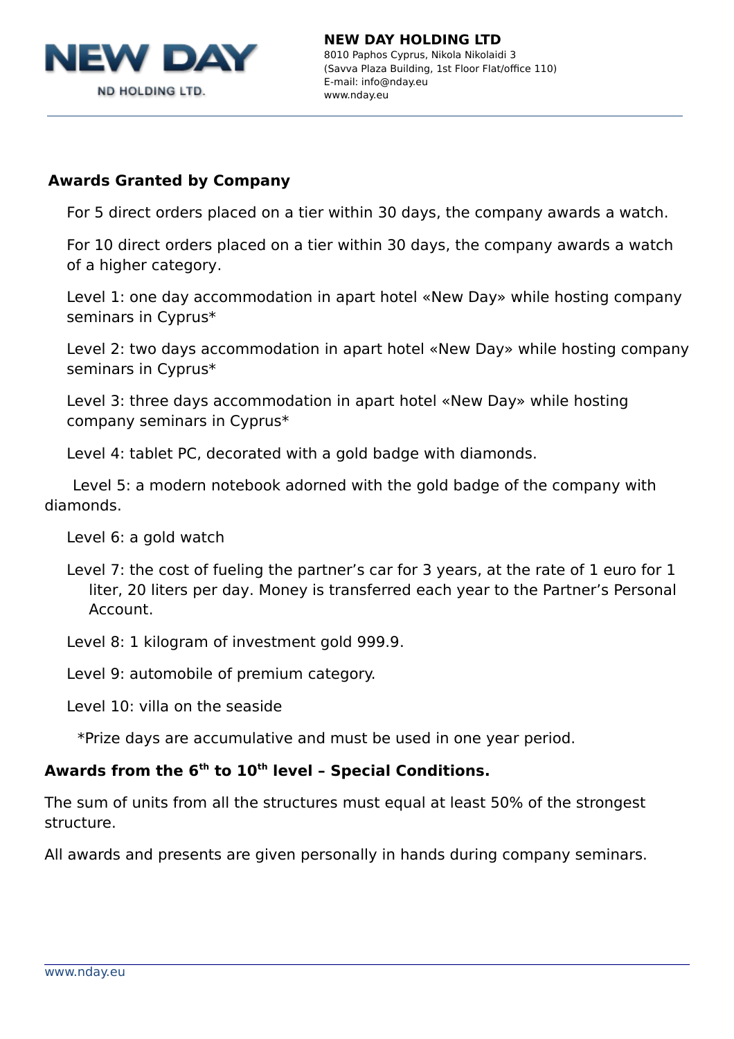## Awards Granted by Company

For 5 direct orders placed on a tier within 30 days, the company awards a watch.

For 10 direct orders placed on a tier within 30 days, the company awards a watch of a higher category.

Level 1: one day accommodation in apart hotel «New Day» while hosting company seminars in Cyprus*

Level 2: two days accommodation in apart hotel «New Day» while hosting company seminars in Cyprus*

Level 3: three days accommodation in apart hotel «New Day» while hosting company seminars in Cyprus*

Level 4: tablet PC, decorated with a gold badge with diamonds.

Level 5: a modern notebook adorned with the gold badge of the company with diamonds.

Level 6: a gold watch

Level 7: the cost of fueling the partner's car for 3 years, at the rate of 1 euro for 1 liter, 20 liters per day. Money is transferred each year to the Partner's Personal Account.

Level 8: 1 kilogram of investment gold 999.9.

Level 9: automobile of premium category.

Level 10: villa on the seaside

*Prize days are accumulative and must be used in one year period.

## Awards from the 6th to 10th level – Special Conditions.

The sum of units from all the structures must equal at least 50% of the strongest structure.

All awards and presents are given personally in hands during company seminars.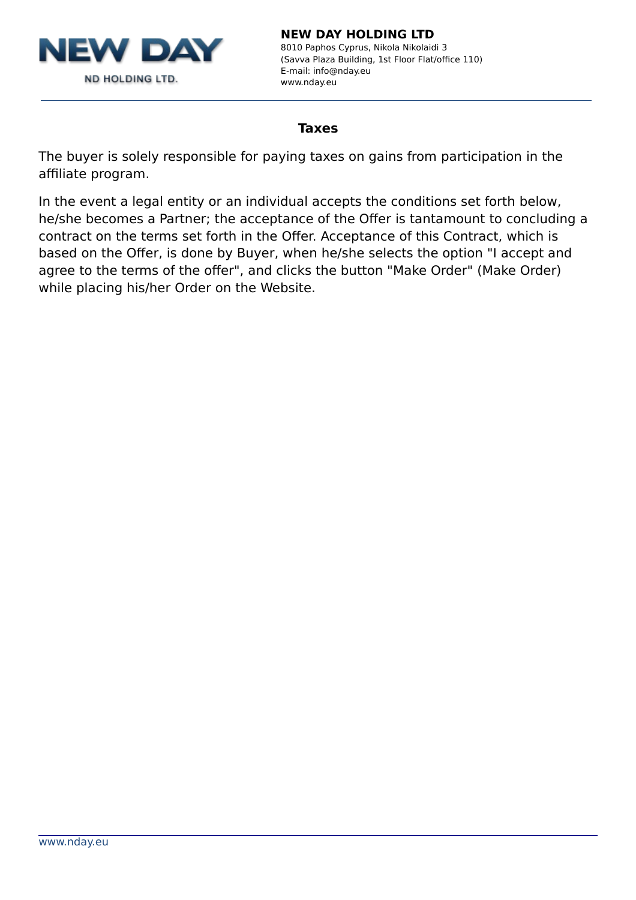## Taxes

The buyer is solely responsible for paying taxes on gains from participation in the affiliate program.

In the event a legal entity or an individual accepts the conditions set forth below, he/she becomes a Partner; the acceptance of the Offer is tantamount to concluding a contract on the terms set forth in the Offer. Acceptance of this Contract, which is based on the Offer, is done by Buyer, when he/she selects the option "I accept and agree to the terms of the offer", and clicks the button "Make Order" (Make Order) while placing his/her Order on the Website.